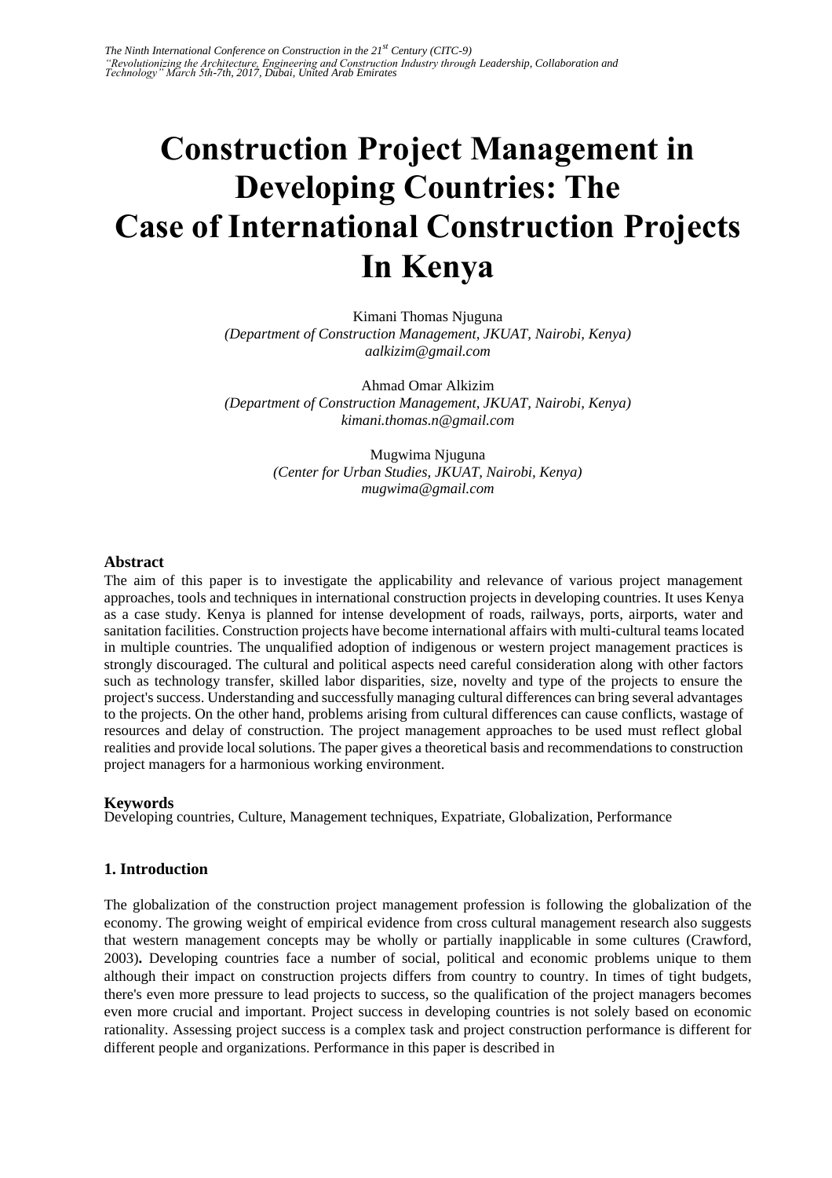# Construction Project Management in Developing Countries: The Case of International Construction Projects In Kenya

Kimani Thomas Njuguna
*(Department of Construction Management, JKUAT, Nairobi, Kenya)*
*aalkizim@gmail.com*

Ahmad Omar Alkizim
*(Department of Construction Management, JKUAT, Nairobi, Kenya)*
*kimani.thomas.n@gmail.com*

Mugwima Njuguna
*(Center for Urban Studies, JKUAT, Nairobi, Kenya)*
*mugwima@gmail.com*

## Abstract

The aim of this paper is to investigate the applicability and relevance of various project management approaches, tools and techniques in international construction projects in developing countries. It uses Kenya as a case study. Kenya is planned for intense development of roads, railways, ports, airports, water and sanitation facilities. Construction projects have become international affairs with multi-cultural teams located in multiple countries. The unqualified adoption of indigenous or western project management practices is strongly discouraged. The cultural and political aspects need careful consideration along with other factors such as technology transfer, skilled labor disparities, size, novelty and type of the projects to ensure the project's success. Understanding and successfully managing cultural differences can bring several advantages to the projects. On the other hand, problems arising from cultural differences can cause conflicts, wastage of resources and delay of construction. The project management approaches to be used must reflect global realities and provide local solutions. The paper gives a theoretical basis and recommendations to construction project managers for a harmonious working environment.

## Keywords

Developing countries, Culture, Management techniques, Expatriate, Globalization, Performance

## 1. Introduction

The globalization of the construction project management profession is following the globalization of the economy. The growing weight of empirical evidence from cross cultural management research also suggests that western management concepts may be wholly or partially inapplicable in some cultures (Crawford, 2003)**.** Developing countries face a number of social, political and economic problems unique to them although their impact on construction projects differs from country to country. In times of tight budgets, there's even more pressure to lead projects to success, so the qualification of the project managers becomes even more crucial and important. Project success in developing countries is not solely based on economic rationality. Assessing project success is a complex task and project construction performance is different for different people and organizations. Performance in this paper is described in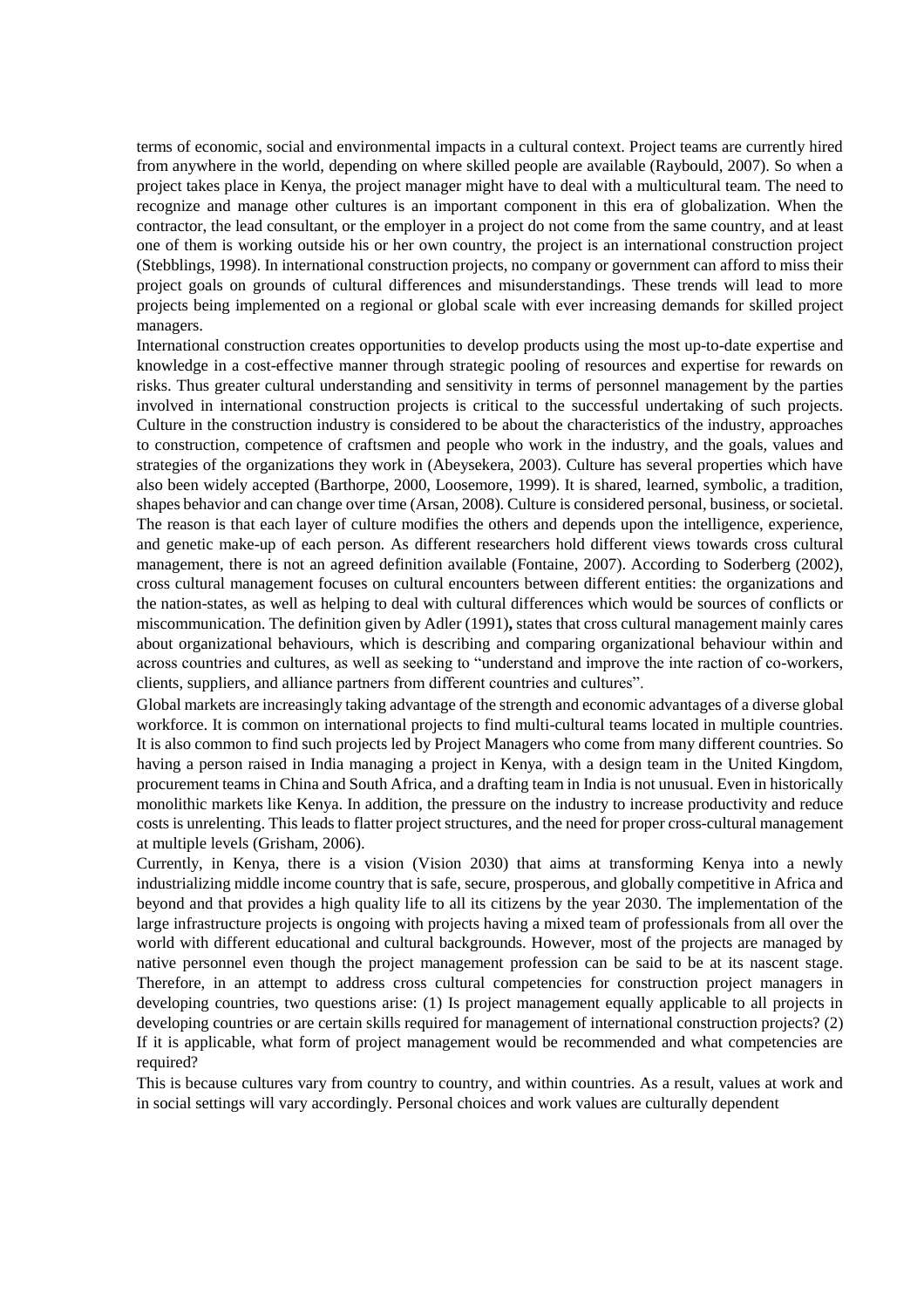terms of economic, social and environmental impacts in a cultural context. Project teams are currently hired from anywhere in the world, depending on where skilled people are available (Raybould, 2007). So when a project takes place in Kenya, the project manager might have to deal with a multicultural team. The need to recognize and manage other cultures is an important component in this era of globalization. When the contractor, the lead consultant, or the employer in a project do not come from the same country, and at least one of them is working outside his or her own country, the project is an international construction project (Stebblings, 1998). In international construction projects, no company or government can afford to miss their project goals on grounds of cultural differences and misunderstandings. These trends will lead to more projects being implemented on a regional or global scale with ever increasing demands for skilled project managers.

International construction creates opportunities to develop products using the most up-to-date expertise and knowledge in a cost-effective manner through strategic pooling of resources and expertise for rewards on risks. Thus greater cultural understanding and sensitivity in terms of personnel management by the parties involved in international construction projects is critical to the successful undertaking of such projects. Culture in the construction industry is considered to be about the characteristics of the industry, approaches to construction, competence of craftsmen and people who work in the industry, and the goals, values and strategies of the organizations they work in (Abeysekera, 2003). Culture has several properties which have also been widely accepted (Barthorpe, 2000, Loosemore, 1999). It is shared, learned, symbolic, a tradition, shapes behavior and can change over time (Arsan, 2008). Culture is considered personal, business, or societal. The reason is that each layer of culture modifies the others and depends upon the intelligence, experience, and genetic make-up of each person. As different researchers hold different views towards cross cultural management, there is not an agreed definition available (Fontaine, 2007). According to Soderberg (2002), cross cultural management focuses on cultural encounters between different entities: the organizations and the nation-states, as well as helping to deal with cultural differences which would be sources of conflicts or miscommunication. The definition given by Adler (1991)**,** states that cross cultural management mainly cares about organizational behaviours, which is describing and comparing organizational behaviour within and across countries and cultures, as well as seeking to "understand and improve the inte raction of co-workers, clients, suppliers, and alliance partners from different countries and cultures".

Global markets are increasingly taking advantage of the strength and economic advantages of a diverse global workforce. It is common on international projects to find multi-cultural teams located in multiple countries. It is also common to find such projects led by Project Managers who come from many different countries. So having a person raised in India managing a project in Kenya, with a design team in the United Kingdom, procurement teams in China and South Africa, and a drafting team in India is not unusual. Even in historically monolithic markets like Kenya. In addition, the pressure on the industry to increase productivity and reduce costs is unrelenting. This leads to flatter project structures, and the need for proper cross-cultural management at multiple levels (Grisham, 2006).

Currently, in Kenya, there is a vision (Vision 2030) that aims at transforming Kenya into a newly industrializing middle income country that is safe, secure, prosperous, and globally competitive in Africa and beyond and that provides a high quality life to all its citizens by the year 2030. The implementation of the large infrastructure projects is ongoing with projects having a mixed team of professionals from all over the world with different educational and cultural backgrounds. However, most of the projects are managed by native personnel even though the project management profession can be said to be at its nascent stage. Therefore, in an attempt to address cross cultural competencies for construction project managers in developing countries, two questions arise: (1) Is project management equally applicable to all projects in developing countries or are certain skills required for management of international construction projects? (2) If it is applicable, what form of project management would be recommended and what competencies are required?

This is because cultures vary from country to country, and within countries. As a result, values at work and in social settings will vary accordingly. Personal choices and work values are culturally dependent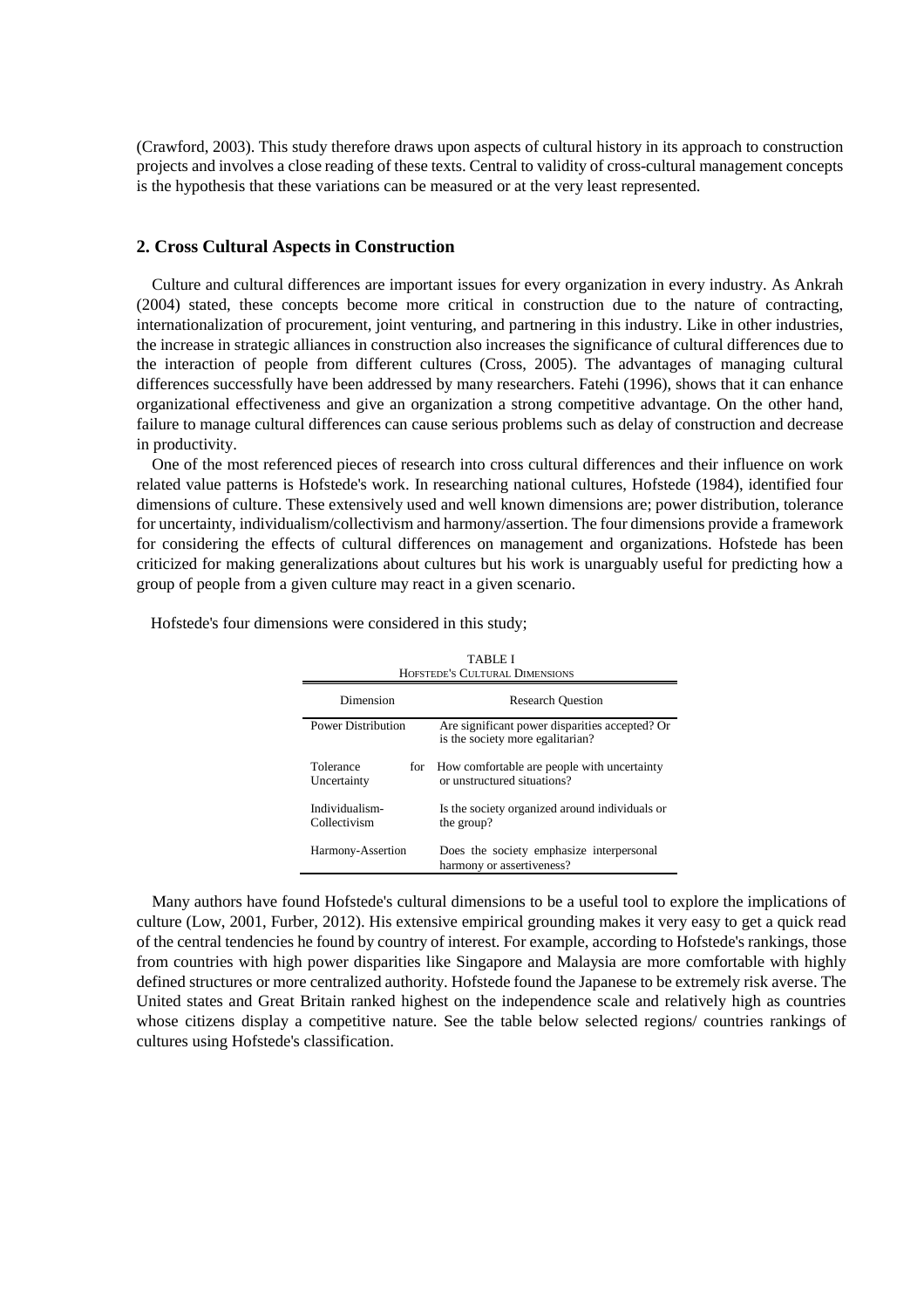(Crawford, 2003). This study therefore draws upon aspects of cultural history in its approach to construction projects and involves a close reading of these texts. Central to validity of cross-cultural management concepts is the hypothesis that these variations can be measured or at the very least represented.

## 2. Cross Cultural Aspects in Construction

Culture and cultural differences are important issues for every organization in every industry. As Ankrah (2004) stated, these concepts become more critical in construction due to the nature of contracting, internationalization of procurement, joint venturing, and partnering in this industry. Like in other industries, the increase in strategic alliances in construction also increases the significance of cultural differences due to the interaction of people from different cultures (Cross, 2005). The advantages of managing cultural differences successfully have been addressed by many researchers. Fatehi (1996), shows that it can enhance organizational effectiveness and give an organization a strong competitive advantage. On the other hand, failure to manage cultural differences can cause serious problems such as delay of construction and decrease in productivity.

One of the most referenced pieces of research into cross cultural differences and their influence on work related value patterns is Hofstede's work. In researching national cultures, Hofstede (1984), identified four dimensions of culture. These extensively used and well known dimensions are; power distribution, tolerance for uncertainty, individualism/collectivism and harmony/assertion. The four dimensions provide a framework for considering the effects of cultural differences on management and organizations. Hofstede has been criticized for making generalizations about cultures but his work is unarguably useful for predicting how a group of people from a given culture may react in a given scenario.

Hofstede's four dimensions were considered in this study;

TABLE I
HOFSTEDE'S CULTURAL DIMENSIONS

| Dimension | Research Question |
|---|---|
| Power Distribution | Are significant power disparities accepted? Or is the society more egalitarian? |
| Tolerance for Uncertainty | How comfortable are people with uncertainty or unstructured situations? |
| Individualism-Collectivism | Is the society organized around individuals or the group? |
| Harmony-Assertion | Does the society emphasize interpersonal harmony or assertiveness? |

Many authors have found Hofstede's cultural dimensions to be a useful tool to explore the implications of culture (Low, 2001, Furber, 2012). His extensive empirical grounding makes it very easy to get a quick read of the central tendencies he found by country of interest. For example, according to Hofstede's rankings, those from countries with high power disparities like Singapore and Malaysia are more comfortable with highly defined structures or more centralized authority. Hofstede found the Japanese to be extremely risk averse. The United states and Great Britain ranked highest on the independence scale and relatively high as countries whose citizens display a competitive nature. See the table below selected regions/ countries rankings of cultures using Hofstede's classification.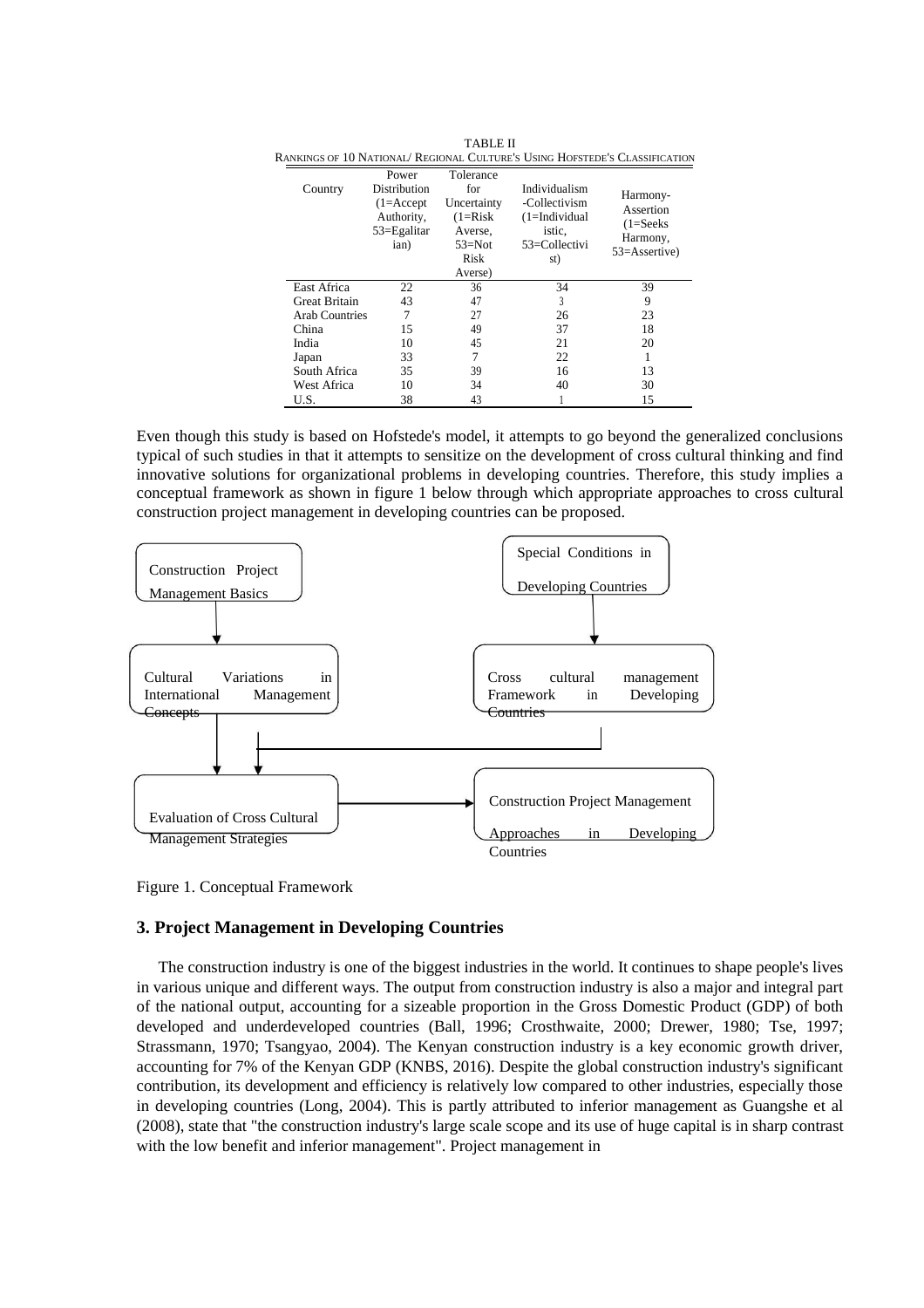TABLE II
RANKINGS OF 10 NATIONAL/ REGIONAL CULTURE'S USING HOFSTEDE'S CLASSIFICATION

| Country | Power Distribution (1=Accept Authority, 53=Egalitarian) | Tolerance for Uncertainty (1=Risk Averse, 53=Not Risk Averse) | Individualism -Collectivism (1=Individualistic, 53=Collectivist) | Harmony-Assertion (1=Seeks Harmony, 53=Assertive) |
|---|---|---|---|---|
| East Africa | 22 | 36 | 34 | 39 |
| Great Britain | 43 | 47 | 3 | 9 |
| Arab Countries | 7 | 27 | 26 | 23 |
| China | 15 | 49 | 37 | 18 |
| India | 10 | 45 | 21 | 20 |
| Japan | 33 | 7 | 22 | 1 |
| South Africa | 35 | 39 | 16 | 13 |
| West Africa | 10 | 34 | 40 | 30 |
| U.S. | 38 | 43 | 1 | 15 |

Even though this study is based on Hofstede's model, it attempts to go beyond the generalized conclusions typical of such studies in that it attempts to sensitize on the development of cross cultural thinking and find innovative solutions for organizational problems in developing countries. Therefore, this study implies a conceptual framework as shown in figure 1 below through which appropriate approaches to cross cultural construction project management in developing countries can be proposed.

Construction Project Management Basics → Cultural Variations in International Management Concepts → Evaluation of Cross Cultural Management Strategies

Special Conditions in Developing Countries → Cross cultural management Framework in Developing Countries → Evaluation of Cross Cultural Management Strategies

Evaluation of Cross Cultural Management Strategies → Construction Project Management Approaches in Developing Countries

Figure 1. Conceptual Framework

## 3. Project Management in Developing Countries

The construction industry is one of the biggest industries in the world. It continues to shape people's lives in various unique and different ways. The output from construction industry is also a major and integral part of the national output, accounting for a sizeable proportion in the Gross Domestic Product (GDP) of both developed and underdeveloped countries (Ball, 1996; Crosthwaite, 2000; Drewer, 1980; Tse, 1997; Strassmann, 1970; Tsangyao, 2004). The Kenyan construction industry is a key economic growth driver, accounting for 7% of the Kenyan GDP (KNBS, 2016). Despite the global construction industry's significant contribution, its development and efficiency is relatively low compared to other industries, especially those in developing countries (Long, 2004). This is partly attributed to inferior management as Guangshe et al (2008), state that "the construction industry's large scale scope and its use of huge capital is in sharp contrast with the low benefit and inferior management". Project management in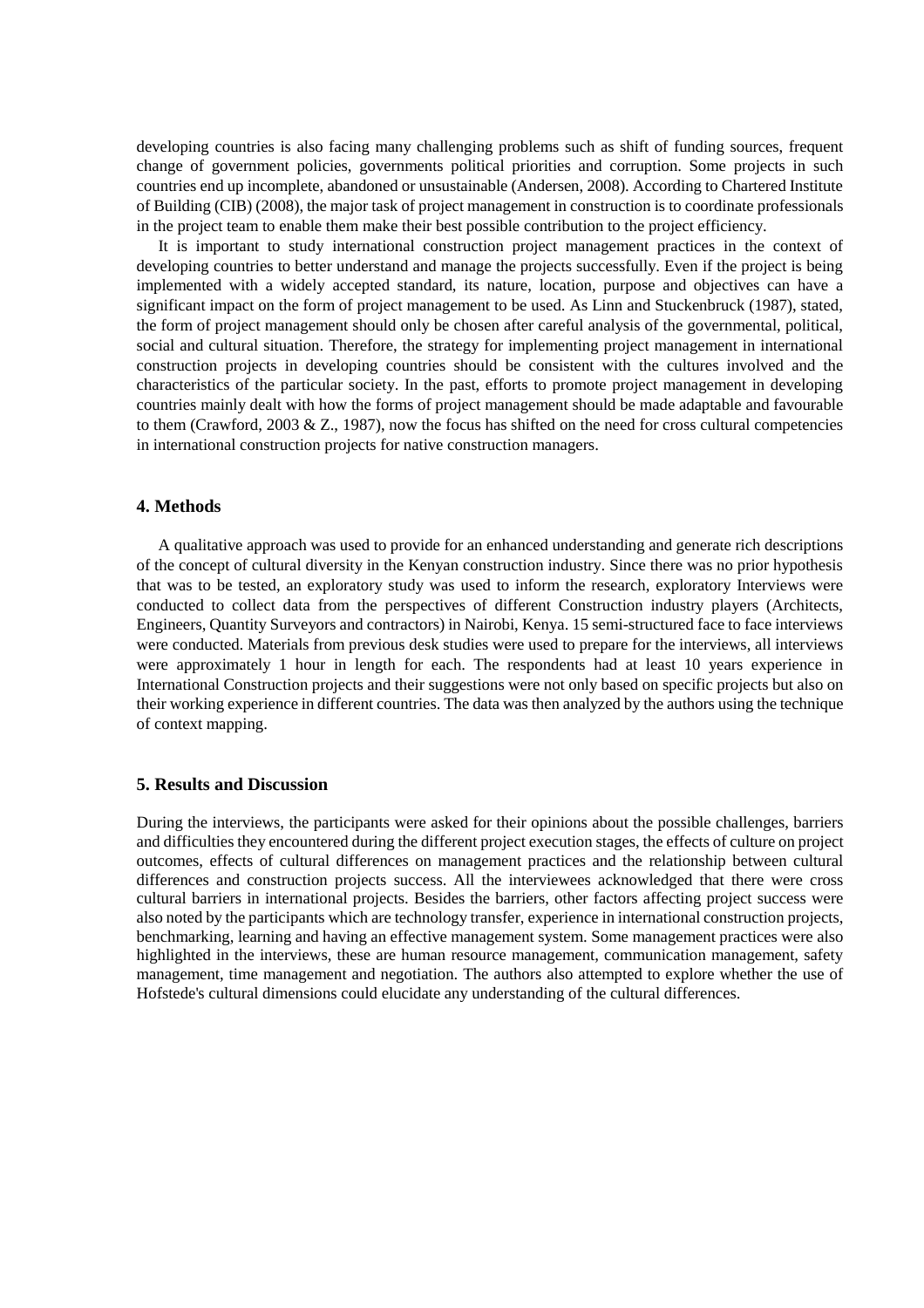developing countries is also facing many challenging problems such as shift of funding sources, frequent change of government policies, governments political priorities and corruption. Some projects in such countries end up incomplete, abandoned or unsustainable (Andersen, 2008). According to Chartered Institute of Building (CIB) (2008), the major task of project management in construction is to coordinate professionals in the project team to enable them make their best possible contribution to the project efficiency.

It is important to study international construction project management practices in the context of developing countries to better understand and manage the projects successfully. Even if the project is being implemented with a widely accepted standard, its nature, location, purpose and objectives can have a significant impact on the form of project management to be used. As Linn and Stuckenbruck (1987), stated, the form of project management should only be chosen after careful analysis of the governmental, political, social and cultural situation. Therefore, the strategy for implementing project management in international construction projects in developing countries should be consistent with the cultures involved and the characteristics of the particular society. In the past, efforts to promote project management in developing countries mainly dealt with how the forms of project management should be made adaptable and favourable to them (Crawford, 2003 & Z., 1987), now the focus has shifted on the need for cross cultural competencies in international construction projects for native construction managers.

## 4. Methods

A qualitative approach was used to provide for an enhanced understanding and generate rich descriptions of the concept of cultural diversity in the Kenyan construction industry. Since there was no prior hypothesis that was to be tested, an exploratory study was used to inform the research, exploratory Interviews were conducted to collect data from the perspectives of different Construction industry players (Architects, Engineers, Quantity Surveyors and contractors) in Nairobi, Kenya. 15 semi-structured face to face interviews were conducted. Materials from previous desk studies were used to prepare for the interviews, all interviews were approximately 1 hour in length for each. The respondents had at least 10 years experience in International Construction projects and their suggestions were not only based on specific projects but also on their working experience in different countries. The data was then analyzed by the authors using the technique of context mapping.

## 5. Results and Discussion

During the interviews, the participants were asked for their opinions about the possible challenges, barriers and difficulties they encountered during the different project execution stages, the effects of culture on project outcomes, effects of cultural differences on management practices and the relationship between cultural differences and construction projects success. All the interviewees acknowledged that there were cross cultural barriers in international projects. Besides the barriers, other factors affecting project success were also noted by the participants which are technology transfer, experience in international construction projects, benchmarking, learning and having an effective management system. Some management practices were also highlighted in the interviews, these are human resource management, communication management, safety management, time management and negotiation. The authors also attempted to explore whether the use of Hofstede's cultural dimensions could elucidate any understanding of the cultural differences.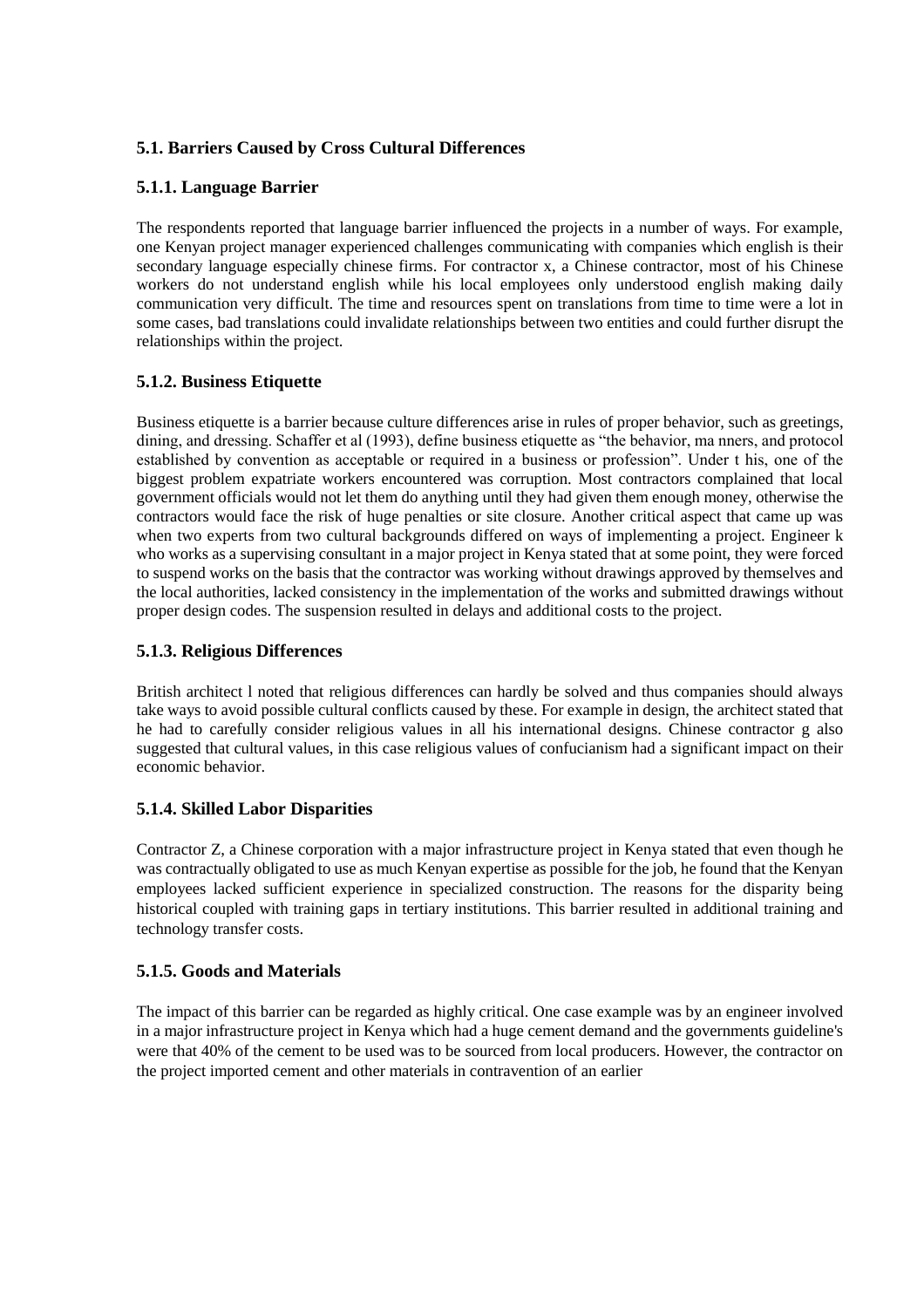### 5.1. Barriers Caused by Cross Cultural Differences

#### 5.1.1. Language Barrier

The respondents reported that language barrier influenced the projects in a number of ways. For example, one Kenyan project manager experienced challenges communicating with companies which english is their secondary language especially chinese firms. For contractor x, a Chinese contractor, most of his Chinese workers do not understand english while his local employees only understood english making daily communication very difficult. The time and resources spent on translations from time to time were a lot in some cases, bad translations could invalidate relationships between two entities and could further disrupt the relationships within the project.

#### 5.1.2. Business Etiquette

Business etiquette is a barrier because culture differences arise in rules of proper behavior, such as greetings, dining, and dressing. Schaffer et al (1993), define business etiquette as "the behavior, ma nners, and protocol established by convention as acceptable or required in a business or profession". Under t his, one of the biggest problem expatriate workers encountered was corruption. Most contractors complained that local government officials would not let them do anything until they had given them enough money, otherwise the contractors would face the risk of huge penalties or site closure. Another critical aspect that came up was when two experts from two cultural backgrounds differed on ways of implementing a project. Engineer k who works as a supervising consultant in a major project in Kenya stated that at some point, they were forced to suspend works on the basis that the contractor was working without drawings approved by themselves and the local authorities, lacked consistency in the implementation of the works and submitted drawings without proper design codes. The suspension resulted in delays and additional costs to the project.

#### 5.1.3. Religious Differences

British architect l noted that religious differences can hardly be solved and thus companies should always take ways to avoid possible cultural conflicts caused by these. For example in design, the architect stated that he had to carefully consider religious values in all his international designs. Chinese contractor g also suggested that cultural values, in this case religious values of confucianism had a significant impact on their economic behavior.

#### 5.1.4. Skilled Labor Disparities

Contractor Z, a Chinese corporation with a major infrastructure project in Kenya stated that even though he was contractually obligated to use as much Kenyan expertise as possible for the job, he found that the Kenyan employees lacked sufficient experience in specialized construction. The reasons for the disparity being historical coupled with training gaps in tertiary institutions. This barrier resulted in additional training and technology transfer costs.

#### 5.1.5. Goods and Materials

The impact of this barrier can be regarded as highly critical. One case example was by an engineer involved in a major infrastructure project in Kenya which had a huge cement demand and the governments guideline's were that 40% of the cement to be used was to be sourced from local producers. However, the contractor on the project imported cement and other materials in contravention of an earlier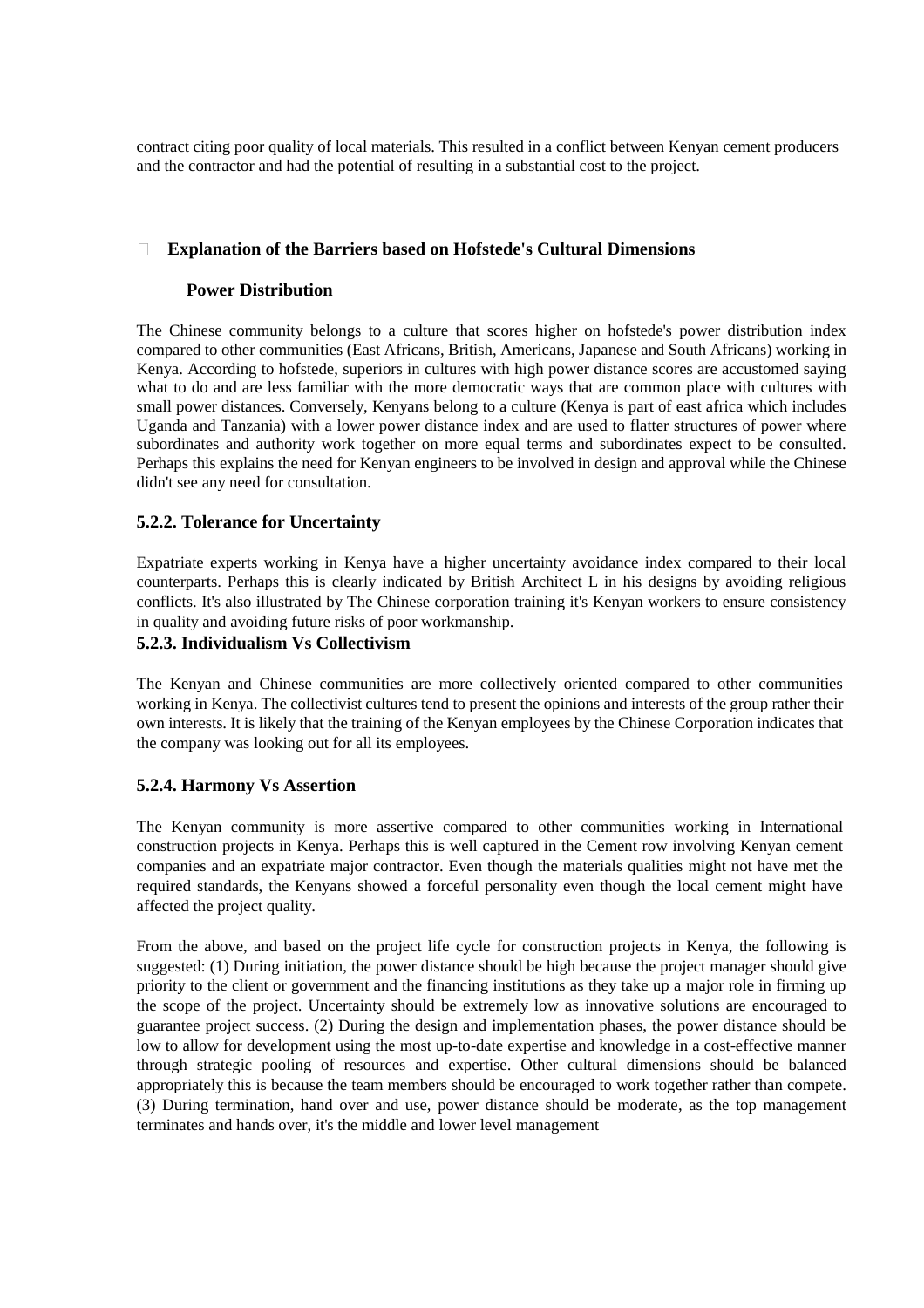contract citing poor quality of local materials. This resulted in a conflict between Kenyan cement producers and the contractor and had the potential of resulting in a substantial cost to the project.

### Explanation of the Barriers based on Hofstede's Cultural Dimensions

#### Power Distribution

The Chinese community belongs to a culture that scores higher on hofstede's power distribution index compared to other communities (East Africans, British, Americans, Japanese and South Africans) working in Kenya. According to hofstede, superiors in cultures with high power distance scores are accustomed saying what to do and are less familiar with the more democratic ways that are common place with cultures with small power distances. Conversely, Kenyans belong to a culture (Kenya is part of east africa which includes Uganda and Tanzania) with a lower power distance index and are used to flatter structures of power where subordinates and authority work together on more equal terms and subordinates expect to be consulted. Perhaps this explains the need for Kenyan engineers to be involved in design and approval while the Chinese didn't see any need for consultation.

#### 5.2.2. Tolerance for Uncertainty

Expatriate experts working in Kenya have a higher uncertainty avoidance index compared to their local counterparts. Perhaps this is clearly indicated by British Architect L in his designs by avoiding religious conflicts. It's also illustrated by The Chinese corporation training it's Kenyan workers to ensure consistency in quality and avoiding future risks of poor workmanship.

#### 5.2.3. Individualism Vs Collectivism

The Kenyan and Chinese communities are more collectively oriented compared to other communities working in Kenya. The collectivist cultures tend to present the opinions and interests of the group rather their own interests. It is likely that the training of the Kenyan employees by the Chinese Corporation indicates that the company was looking out for all its employees.

#### 5.2.4. Harmony Vs Assertion

The Kenyan community is more assertive compared to other communities working in International construction projects in Kenya. Perhaps this is well captured in the Cement row involving Kenyan cement companies and an expatriate major contractor. Even though the materials qualities might not have met the required standards, the Kenyans showed a forceful personality even though the local cement might have affected the project quality.

From the above, and based on the project life cycle for construction projects in Kenya, the following is suggested: (1) During initiation, the power distance should be high because the project manager should give priority to the client or government and the financing institutions as they take up a major role in firming up the scope of the project. Uncertainty should be extremely low as innovative solutions are encouraged to guarantee project success. (2) During the design and implementation phases, the power distance should be low to allow for development using the most up-to-date expertise and knowledge in a cost-effective manner through strategic pooling of resources and expertise. Other cultural dimensions should be balanced appropriately this is because the team members should be encouraged to work together rather than compete. (3) During termination, hand over and use, power distance should be moderate, as the top management terminates and hands over, it's the middle and lower level management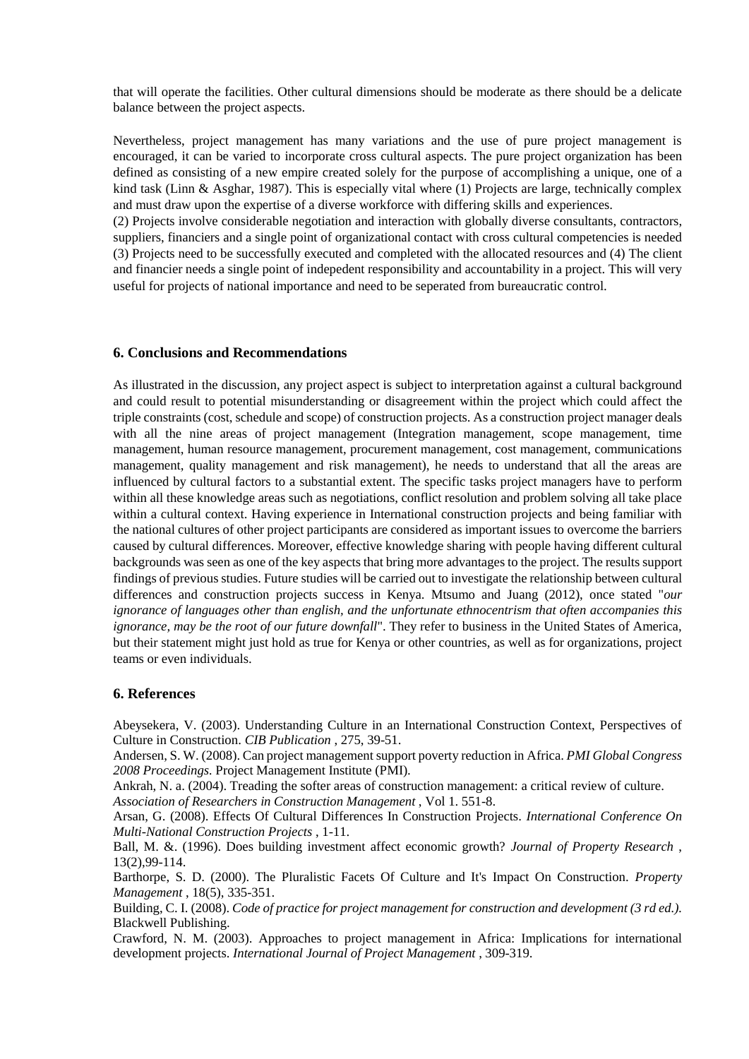that will operate the facilities. Other cultural dimensions should be moderate as there should be a delicate balance between the project aspects.

Nevertheless, project management has many variations and the use of pure project management is encouraged, it can be varied to incorporate cross cultural aspects. The pure project organization has been defined as consisting of a new empire created solely for the purpose of accomplishing a unique, one of a kind task (Linn & Asghar, 1987). This is especially vital where (1) Projects are large, technically complex and must draw upon the expertise of a diverse workforce with differing skills and experiences.
(2) Projects involve considerable negotiation and interaction with globally diverse consultants, contractors, suppliers, financiers and a single point of organizational contact with cross cultural competencies is needed (3) Projects need to be successfully executed and completed with the allocated resources and (4) The client and financier needs a single point of indepedent responsibility and accountability in a project. This will very useful for projects of national importance and need to be seperated from bureaucratic control.

### 6. Conclusions and Recommendations

As illustrated in the discussion, any project aspect is subject to interpretation against a cultural background and could result to potential misunderstanding or disagreement within the project which could affect the triple constraints (cost, schedule and scope) of construction projects. As a construction project manager deals with all the nine areas of project management (Integration management, scope management, time management, human resource management, procurement management, cost management, communications management, quality management and risk management), he needs to understand that all the areas are influenced by cultural factors to a substantial extent. The specific tasks project managers have to perform within all these knowledge areas such as negotiations, conflict resolution and problem solving all take place within a cultural context. Having experience in International construction projects and being familiar with the national cultures of other project participants are considered as important issues to overcome the barriers caused by cultural differences. Moreover, effective knowledge sharing with people having different cultural backgrounds was seen as one of the key aspects that bring more advantages to the project. The results support findings of previous studies. Future studies will be carried out to investigate the relationship between cultural differences and construction projects success in Kenya. Mtsumo and Juang (2012), once stated "*our ignorance of languages other than english, and the unfortunate ethnocentrism that often accompanies this ignorance, may be the root of our future downfall*". They refer to business in the United States of America, but their statement might just hold as true for Kenya or other countries, as well as for organizations, project teams or even individuals.

### 6. References

Abeysekera, V. (2003). Understanding Culture in an International Construction Context, Perspectives of Culture in Construction. *CIB Publication* , 275, 39-51.

Andersen, S. W. (2008). Can project management support poverty reduction in Africa. *PMI Global Congress 2008 Proceedings.* Project Management Institute (PMI).

Ankrah, N. a. (2004). Treading the softer areas of construction management: a critical review of culture. *Association of Researchers in Construction Management* , Vol 1. 551-8.

Arsan, G. (2008). Effects Of Cultural Differences In Construction Projects. *International Conference On Multi-National Construction Projects* , 1-11.

Ball, M. &. (1996). Does building investment affect economic growth? *Journal of Property Research* , 13(2),99-114.

Barthorpe, S. D. (2000). The Pluralistic Facets Of Culture and It's Impact On Construction. *Property Management* , 18(5), 335-351.

Building, C. I. (2008). *Code of practice for project management for construction and development (3 rd ed.).* Blackwell Publishing.

Crawford, N. M. (2003). Approaches to project management in Africa: Implications for international development projects. *International Journal of Project Management* , 309-319.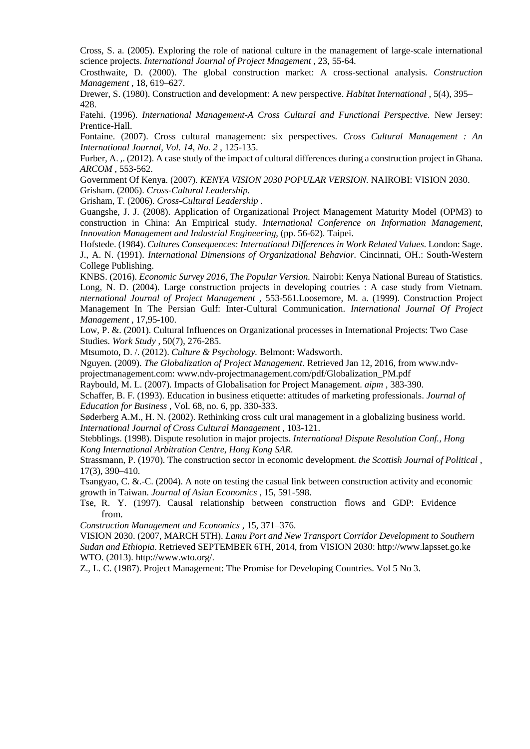Cross, S. a. (2005). Exploring the role of national culture in the management of large-scale international science projects. *International Journal of Project Mnagement* , 23, 55-64.

Crosthwaite, D. (2000). The global construction market: A cross-sectional analysis. *Construction Management* , 18, 619–627.

Drewer, S. (1980). Construction and development: A new perspective. *Habitat International* , 5(4), 395–428.

Fatehi. (1996). *International Management-A Cross Cultural and Functional Perspective.* New Jersey: Prentice-Hall.

Fontaine. (2007). Cross cultural management: six perspectives. *Cross Cultural Management : An International Journal, Vol. 14, No. 2* , 125-135.

Furber, A. ,. (2012). A case study of the impact of cultural differences during a construction project in Ghana. *ARCOM* , 553-562.

Government Of Kenya. (2007). *KENYA VISION 2030 POPULAR VERSION.* NAIROBI: VISION 2030.

Grisham. (2006). *Cross-Cultural Leadership.*

Grisham, T. (2006). *Cross-Cultural Leadership* .

Guangshe, J. J. (2008). Application of Organizational Project Management Maturity Model (OPM3) to construction in China: An Empirical study. *International Conference on Information Management, Innovation Management and Industrial Engineering,* (pp. 56-62). Taipei.

Hofstede. (1984). *Cultures Consequences: International Differences in Work Related Values.* London: Sage.

J., A. N. (1991). *International Dimensions of Organizational Behavior.* Cincinnati, OH.: South-Western College Publishing.

KNBS. (2016). *Economic Survey 2016, The Popular Version.* Nairobi: Kenya National Bureau of Statistics.

Long, N. D. (2004). Large construction projects in developing coutries : A case study from Vietnam. *nternational Journal of Project Management* , 553-561.Loosemore, M. a. (1999). Construction Project Management In The Persian Gulf: Inter-Cultural Communication. *International Journal Of Project Management* , 17,95-100.

Low, P. &. (2001). Cultural Influences on Organizational processes in International Projects: Two Case Studies. *Work Study* , 50(7), 276-285.

Mtsumoto, D. /. (2012). *Culture & Psychology.* Belmont: Wadsworth.

Nguyen. (2009). *The Globalization of Project Management*. Retrieved Jan 12, 2016, from www.ndv-projectmanagement.com: www.ndv-projectmanagement.com/pdf/Globalization_PM.pdf

Raybould, M. L. (2007). Impacts of Globalisation for Project Management. *aipm* , 383-390.

Schaffer, B. F. (1993). Education in business etiquette: attitudes of marketing professionals. *Journal of Education for Business* , Vol. 68, no. 6, pp. 330-333.

Søderberg A.M., H. N. (2002). Rethinking cross cult ural management in a globalizing business world. *International Journal of Cross Cultural Management* , 103-121.

Stebblings. (1998). Dispute resolution in major projects. *International Dispute Resolution Conf., Hong Kong International Arbitration Centre, Hong Kong SAR.*

Strassmann, P. (1970). The construction sector in economic development. *the Scottish Journal of Political* , 17(3), 390–410.

Tsangyao, C. &.-C. (2004). A note on testing the casual link between construction activity and economic growth in Taiwan. *Journal of Asian Economics* , 15, 591-598.

Tse, R. Y. (1997). Causal relationship between construction flows and GDP: Evidence from.

*Construction Management and Economics* , 15, 371–376.

VISION 2030. (2007, MARCH 5TH). *Lamu Port and New Transport Corridor Development to Southern Sudan and Ethiopia*. Retrieved SEPTEMBER 6TH, 2014, from VISION 2030: http://www.lapsset.go.ke

WTO. (2013). http://www.wto.org/.

Z., L. C. (1987). Project Management: The Promise for Developing Countries. Vol 5 No 3.